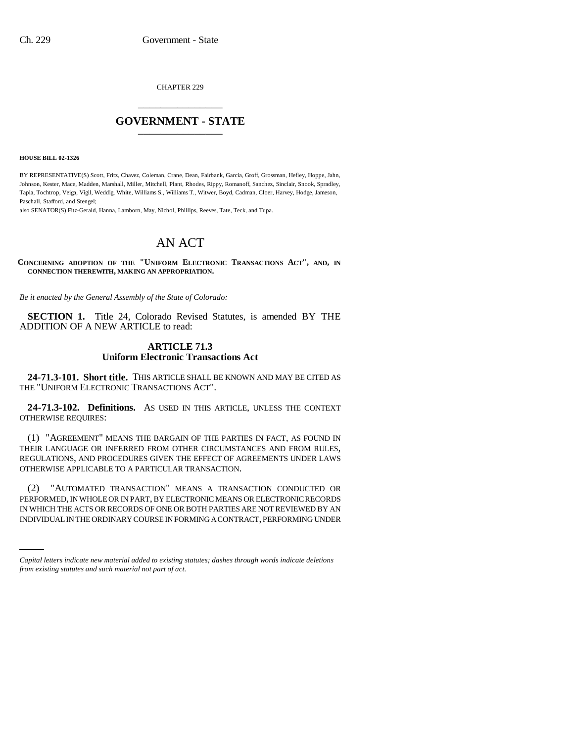CHAPTER 229

# GOVERNMENT - STATE

**HOUSE BILL 02-1326**

BY REPRESENTATIVE(S) Scott, Fritz, Chavez, Coleman, Crane, Dean, Fairbank, Garcia, Groff, Grossman, Hefley, Hoppe, Jahn, Johnson, Kester, Mace, Madden, Marshall, Miller, Mitchell, Plant, Rhodes, Rippy, Romanoff, Sanchez, Sinclair, Snook, Spradley, Tapia, Tochtrop, Veiga, Vigil, Weddig, White, Williams S., Williams T., Witwer, Boyd, Cadman, Cloer, Harvey, Hodge, Jameson, Paschall, Stafford, and Stengel;

also SENATOR(S) Fitz-Gerald, Hanna, Lamborn, May, Nichol, Phillips, Reeves, Tate, Teck, and Tupa.

# AN ACT

**CONCERNING ADOPTION OF THE "UNIFORM ELECTRONIC TRANSACTIONS ACT", AND, IN CONNECTION THEREWITH, MAKING AN APPROPRIATION.**

*Be it enacted by the General Assembly of the State of Colorado:*

**SECTION 1.** Title 24, Colorado Revised Statutes, is amended BY THE ADDITION OF A NEW ARTICLE to read:

## ARTICLE 71.3
## Uniform Electronic Transactions Act

**24-71.3-101. Short title.** THIS ARTICLE SHALL BE KNOWN AND MAY BE CITED AS THE "UNIFORM ELECTRONIC TRANSACTIONS ACT".

**24-71.3-102. Definitions.** AS USED IN THIS ARTICLE, UNLESS THE CONTEXT OTHERWISE REQUIRES:

(1) "AGREEMENT" MEANS THE BARGAIN OF THE PARTIES IN FACT, AS FOUND IN THEIR LANGUAGE OR INFERRED FROM OTHER CIRCUMSTANCES AND FROM RULES, REGULATIONS, AND PROCEDURES GIVEN THE EFFECT OF AGREEMENTS UNDER LAWS OTHERWISE APPLICABLE TO A PARTICULAR TRANSACTION.

(2) "AUTOMATED TRANSACTION" MEANS A TRANSACTION CONDUCTED OR PERFORMED, IN WHOLE OR IN PART, BY ELECTRONIC MEANS OR ELECTRONIC RECORDS IN WHICH THE ACTS OR RECORDS OF ONE OR BOTH PARTIES ARE NOT REVIEWED BY AN INDIVIDUAL IN THE ORDINARY COURSE IN FORMING A CONTRACT, PERFORMING UNDER

*Capital letters indicate new material added to existing statutes; dashes through words indicate deletions from existing statutes and such material not part of act.*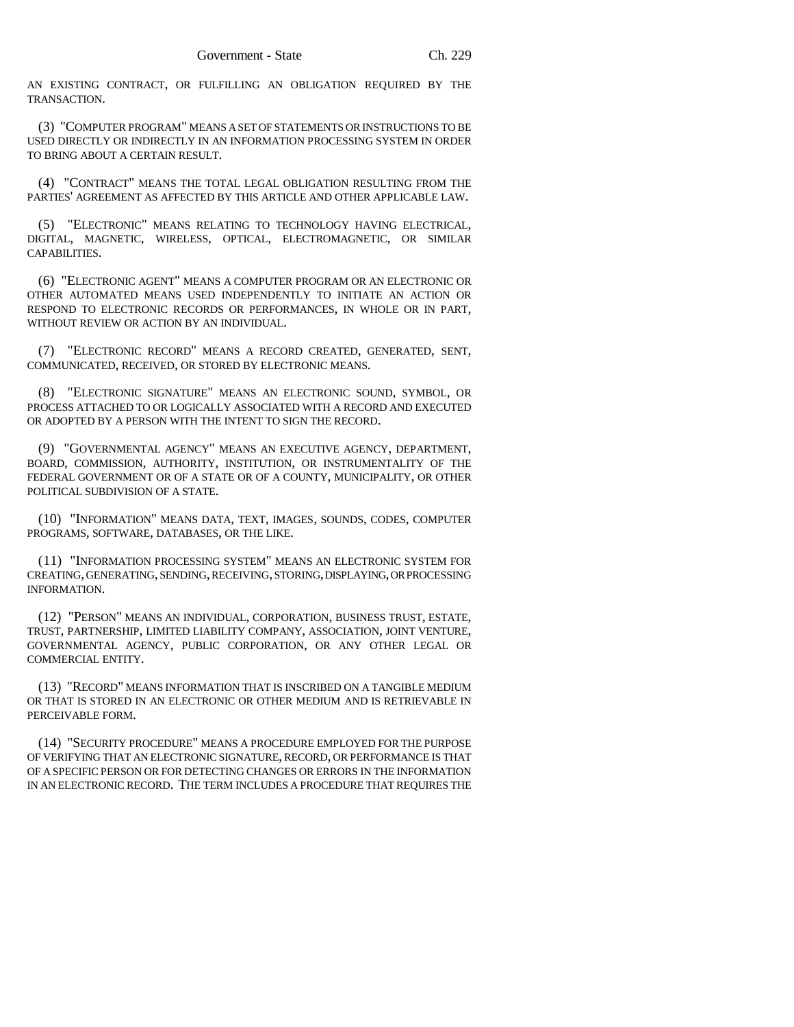AN EXISTING CONTRACT, OR FULFILLING AN OBLIGATION REQUIRED BY THE TRANSACTION.

(3) "COMPUTER PROGRAM" MEANS A SET OF STATEMENTS OR INSTRUCTIONS TO BE USED DIRECTLY OR INDIRECTLY IN AN INFORMATION PROCESSING SYSTEM IN ORDER TO BRING ABOUT A CERTAIN RESULT.

(4) "CONTRACT" MEANS THE TOTAL LEGAL OBLIGATION RESULTING FROM THE PARTIES' AGREEMENT AS AFFECTED BY THIS ARTICLE AND OTHER APPLICABLE LAW.

(5) "ELECTRONIC" MEANS RELATING TO TECHNOLOGY HAVING ELECTRICAL, DIGITAL, MAGNETIC, WIRELESS, OPTICAL, ELECTROMAGNETIC, OR SIMILAR CAPABILITIES.

(6) "ELECTRONIC AGENT" MEANS A COMPUTER PROGRAM OR AN ELECTRONIC OR OTHER AUTOMATED MEANS USED INDEPENDENTLY TO INITIATE AN ACTION OR RESPOND TO ELECTRONIC RECORDS OR PERFORMANCES, IN WHOLE OR IN PART, WITHOUT REVIEW OR ACTION BY AN INDIVIDUAL.

(7) "ELECTRONIC RECORD" MEANS A RECORD CREATED, GENERATED, SENT, COMMUNICATED, RECEIVED, OR STORED BY ELECTRONIC MEANS.

(8) "ELECTRONIC SIGNATURE" MEANS AN ELECTRONIC SOUND, SYMBOL, OR PROCESS ATTACHED TO OR LOGICALLY ASSOCIATED WITH A RECORD AND EXECUTED OR ADOPTED BY A PERSON WITH THE INTENT TO SIGN THE RECORD.

(9) "GOVERNMENTAL AGENCY" MEANS AN EXECUTIVE AGENCY, DEPARTMENT, BOARD, COMMISSION, AUTHORITY, INSTITUTION, OR INSTRUMENTALITY OF THE FEDERAL GOVERNMENT OR OF A STATE OR OF A COUNTY, MUNICIPALITY, OR OTHER POLITICAL SUBDIVISION OF A STATE.

(10) "INFORMATION" MEANS DATA, TEXT, IMAGES, SOUNDS, CODES, COMPUTER PROGRAMS, SOFTWARE, DATABASES, OR THE LIKE.

(11) "INFORMATION PROCESSING SYSTEM" MEANS AN ELECTRONIC SYSTEM FOR CREATING, GENERATING, SENDING, RECEIVING, STORING, DISPLAYING, OR PROCESSING INFORMATION.

(12) "PERSON" MEANS AN INDIVIDUAL, CORPORATION, BUSINESS TRUST, ESTATE, TRUST, PARTNERSHIP, LIMITED LIABILITY COMPANY, ASSOCIATION, JOINT VENTURE, GOVERNMENTAL AGENCY, PUBLIC CORPORATION, OR ANY OTHER LEGAL OR COMMERCIAL ENTITY.

(13) "RECORD" MEANS INFORMATION THAT IS INSCRIBED ON A TANGIBLE MEDIUM OR THAT IS STORED IN AN ELECTRONIC OR OTHER MEDIUM AND IS RETRIEVABLE IN PERCEIVABLE FORM.

(14) "SECURITY PROCEDURE" MEANS A PROCEDURE EMPLOYED FOR THE PURPOSE OF VERIFYING THAT AN ELECTRONIC SIGNATURE, RECORD, OR PERFORMANCE IS THAT OF A SPECIFIC PERSON OR FOR DETECTING CHANGES OR ERRORS IN THE INFORMATION IN AN ELECTRONIC RECORD. THE TERM INCLUDES A PROCEDURE THAT REQUIRES THE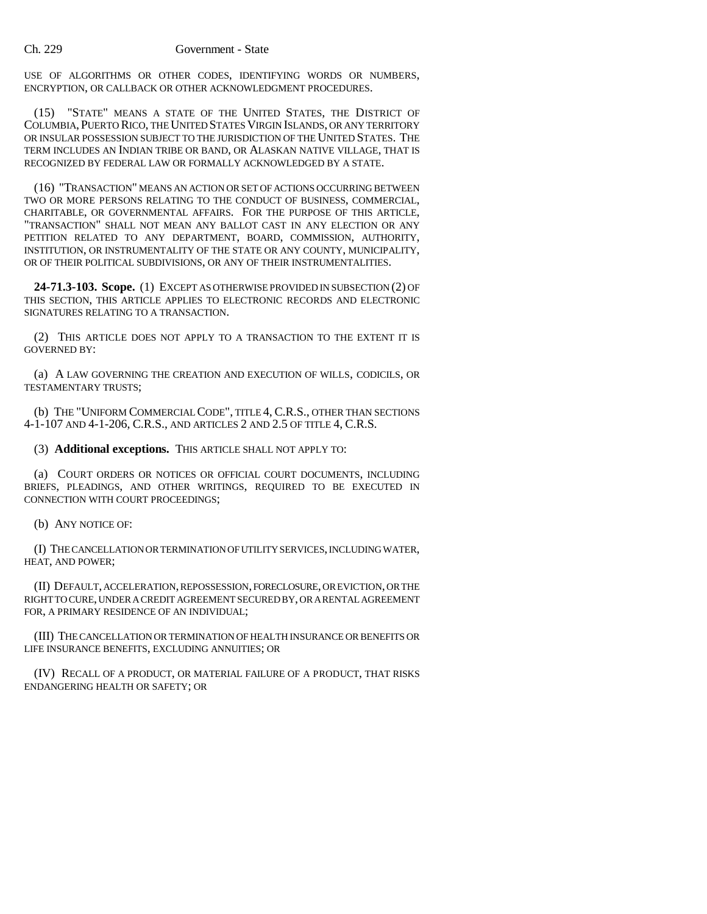USE OF ALGORITHMS OR OTHER CODES, IDENTIFYING WORDS OR NUMBERS, ENCRYPTION, OR CALLBACK OR OTHER ACKNOWLEDGMENT PROCEDURES.

(15) "STATE" MEANS A STATE OF THE UNITED STATES, THE DISTRICT OF COLUMBIA, PUERTO RICO, THE UNITED STATES VIRGIN ISLANDS, OR ANY TERRITORY OR INSULAR POSSESSION SUBJECT TO THE JURISDICTION OF THE UNITED STATES. THE TERM INCLUDES AN INDIAN TRIBE OR BAND, OR ALASKAN NATIVE VILLAGE, THAT IS RECOGNIZED BY FEDERAL LAW OR FORMALLY ACKNOWLEDGED BY A STATE.

(16) "TRANSACTION" MEANS AN ACTION OR SET OF ACTIONS OCCURRING BETWEEN TWO OR MORE PERSONS RELATING TO THE CONDUCT OF BUSINESS, COMMERCIAL, CHARITABLE, OR GOVERNMENTAL AFFAIRS. FOR THE PURPOSE OF THIS ARTICLE, "TRANSACTION" SHALL NOT MEAN ANY BALLOT CAST IN ANY ELECTION OR ANY PETITION RELATED TO ANY DEPARTMENT, BOARD, COMMISSION, AUTHORITY, INSTITUTION, OR INSTRUMENTALITY OF THE STATE OR ANY COUNTY, MUNICIPALITY, OR OF THEIR POLITICAL SUBDIVISIONS, OR ANY OF THEIR INSTRUMENTALITIES.

**24-71.3-103. Scope.** (1) EXCEPT AS OTHERWISE PROVIDED IN SUBSECTION (2) OF THIS SECTION, THIS ARTICLE APPLIES TO ELECTRONIC RECORDS AND ELECTRONIC SIGNATURES RELATING TO A TRANSACTION.

(2) THIS ARTICLE DOES NOT APPLY TO A TRANSACTION TO THE EXTENT IT IS GOVERNED BY:

(a) A LAW GOVERNING THE CREATION AND EXECUTION OF WILLS, CODICILS, OR TESTAMENTARY TRUSTS;

(b) THE "UNIFORM COMMERCIAL CODE", TITLE 4, C.R.S., OTHER THAN SECTIONS 4-1-107 AND 4-1-206, C.R.S., AND ARTICLES 2 AND 2.5 OF TITLE 4, C.R.S.

(3) **Additional exceptions.** THIS ARTICLE SHALL NOT APPLY TO:

(a) COURT ORDERS OR NOTICES OR OFFICIAL COURT DOCUMENTS, INCLUDING BRIEFS, PLEADINGS, AND OTHER WRITINGS, REQUIRED TO BE EXECUTED IN CONNECTION WITH COURT PROCEEDINGS;

(b) ANY NOTICE OF:

(I) THE CANCELLATION OR TERMINATION OF UTILITY SERVICES, INCLUDING WATER, HEAT, AND POWER;

(II) DEFAULT, ACCELERATION, REPOSSESSION, FORECLOSURE, OR EVICTION, OR THE RIGHT TO CURE, UNDER A CREDIT AGREEMENT SECURED BY, OR A RENTAL AGREEMENT FOR, A PRIMARY RESIDENCE OF AN INDIVIDUAL;

(III) THE CANCELLATION OR TERMINATION OF HEALTH INSURANCE OR BENEFITS OR LIFE INSURANCE BENEFITS, EXCLUDING ANNUITIES; OR

(IV) RECALL OF A PRODUCT, OR MATERIAL FAILURE OF A PRODUCT, THAT RISKS ENDANGERING HEALTH OR SAFETY; OR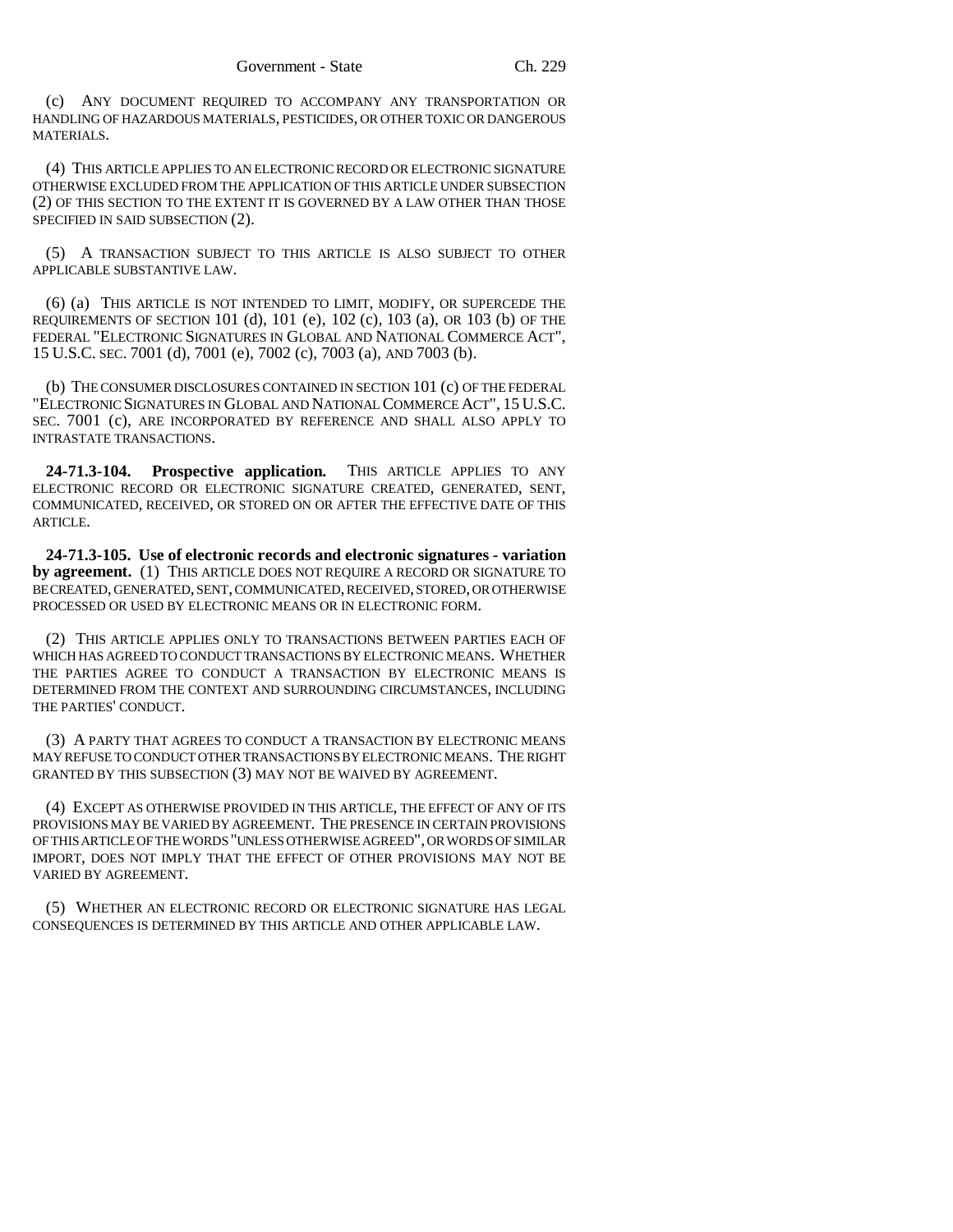(c) ANY DOCUMENT REQUIRED TO ACCOMPANY ANY TRANSPORTATION OR HANDLING OF HAZARDOUS MATERIALS, PESTICIDES, OR OTHER TOXIC OR DANGEROUS MATERIALS.

(4) THIS ARTICLE APPLIES TO AN ELECTRONIC RECORD OR ELECTRONIC SIGNATURE OTHERWISE EXCLUDED FROM THE APPLICATION OF THIS ARTICLE UNDER SUBSECTION (2) OF THIS SECTION TO THE EXTENT IT IS GOVERNED BY A LAW OTHER THAN THOSE SPECIFIED IN SAID SUBSECTION (2).

(5) A TRANSACTION SUBJECT TO THIS ARTICLE IS ALSO SUBJECT TO OTHER APPLICABLE SUBSTANTIVE LAW.

(6) (a) THIS ARTICLE IS NOT INTENDED TO LIMIT, MODIFY, OR SUPERCEDE THE REQUIREMENTS OF SECTION 101 (d), 101 (e), 102 (c), 103 (a), OR 103 (b) OF THE FEDERAL "ELECTRONIC SIGNATURES IN GLOBAL AND NATIONAL COMMERCE ACT", 15 U.S.C. SEC. 7001 (d), 7001 (e), 7002 (c), 7003 (a), AND 7003 (b).

(b) THE CONSUMER DISCLOSURES CONTAINED IN SECTION 101 (c) OF THE FEDERAL "ELECTRONIC SIGNATURES IN GLOBAL AND NATIONAL COMMERCE ACT", 15 U.S.C. SEC. 7001 (c), ARE INCORPORATED BY REFERENCE AND SHALL ALSO APPLY TO INTRASTATE TRANSACTIONS.

**24-71.3-104. Prospective application.** THIS ARTICLE APPLIES TO ANY ELECTRONIC RECORD OR ELECTRONIC SIGNATURE CREATED, GENERATED, SENT, COMMUNICATED, RECEIVED, OR STORED ON OR AFTER THE EFFECTIVE DATE OF THIS ARTICLE.

**24-71.3-105. Use of electronic records and electronic signatures - variation by agreement.** (1) THIS ARTICLE DOES NOT REQUIRE A RECORD OR SIGNATURE TO BE CREATED, GENERATED, SENT, COMMUNICATED, RECEIVED, STORED, OR OTHERWISE PROCESSED OR USED BY ELECTRONIC MEANS OR IN ELECTRONIC FORM.

(2) THIS ARTICLE APPLIES ONLY TO TRANSACTIONS BETWEEN PARTIES EACH OF WHICH HAS AGREED TO CONDUCT TRANSACTIONS BY ELECTRONIC MEANS. WHETHER THE PARTIES AGREE TO CONDUCT A TRANSACTION BY ELECTRONIC MEANS IS DETERMINED FROM THE CONTEXT AND SURROUNDING CIRCUMSTANCES, INCLUDING THE PARTIES' CONDUCT.

(3) A PARTY THAT AGREES TO CONDUCT A TRANSACTION BY ELECTRONIC MEANS MAY REFUSE TO CONDUCT OTHER TRANSACTIONS BY ELECTRONIC MEANS. THE RIGHT GRANTED BY THIS SUBSECTION (3) MAY NOT BE WAIVED BY AGREEMENT.

(4) EXCEPT AS OTHERWISE PROVIDED IN THIS ARTICLE, THE EFFECT OF ANY OF ITS PROVISIONS MAY BE VARIED BY AGREEMENT. THE PRESENCE IN CERTAIN PROVISIONS OF THIS ARTICLE OF THE WORDS "UNLESS OTHERWISE AGREED", OR WORDS OF SIMILAR IMPORT, DOES NOT IMPLY THAT THE EFFECT OF OTHER PROVISIONS MAY NOT BE VARIED BY AGREEMENT.

(5) WHETHER AN ELECTRONIC RECORD OR ELECTRONIC SIGNATURE HAS LEGAL CONSEQUENCES IS DETERMINED BY THIS ARTICLE AND OTHER APPLICABLE LAW.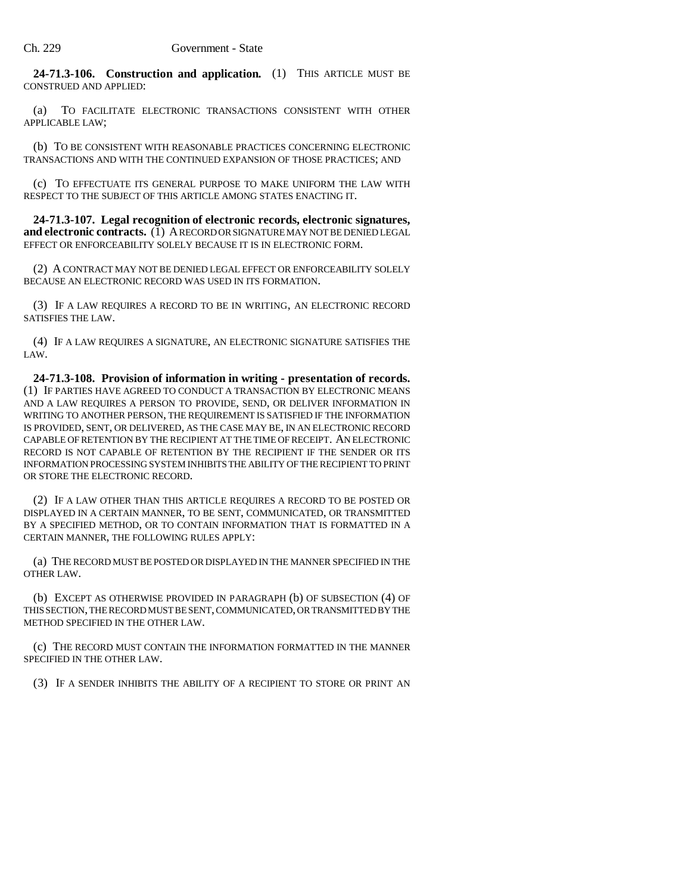**24-71.3-106. Construction and application.** (1) THIS ARTICLE MUST BE CONSTRUED AND APPLIED:

(a) TO FACILITATE ELECTRONIC TRANSACTIONS CONSISTENT WITH OTHER APPLICABLE LAW;

(b) TO BE CONSISTENT WITH REASONABLE PRACTICES CONCERNING ELECTRONIC TRANSACTIONS AND WITH THE CONTINUED EXPANSION OF THOSE PRACTICES; AND

(c) TO EFFECTUATE ITS GENERAL PURPOSE TO MAKE UNIFORM THE LAW WITH RESPECT TO THE SUBJECT OF THIS ARTICLE AMONG STATES ENACTING IT.

**24-71.3-107. Legal recognition of electronic records, electronic signatures, and electronic contracts.** (1) A RECORD OR SIGNATURE MAY NOT BE DENIED LEGAL EFFECT OR ENFORCEABILITY SOLELY BECAUSE IT IS IN ELECTRONIC FORM.

(2) A CONTRACT MAY NOT BE DENIED LEGAL EFFECT OR ENFORCEABILITY SOLELY BECAUSE AN ELECTRONIC RECORD WAS USED IN ITS FORMATION.

(3) IF A LAW REQUIRES A RECORD TO BE IN WRITING, AN ELECTRONIC RECORD SATISFIES THE LAW.

(4) IF A LAW REQUIRES A SIGNATURE, AN ELECTRONIC SIGNATURE SATISFIES THE LAW.

**24-71.3-108. Provision of information in writing - presentation of records.** (1) IF PARTIES HAVE AGREED TO CONDUCT A TRANSACTION BY ELECTRONIC MEANS AND A LAW REQUIRES A PERSON TO PROVIDE, SEND, OR DELIVER INFORMATION IN WRITING TO ANOTHER PERSON, THE REQUIREMENT IS SATISFIED IF THE INFORMATION IS PROVIDED, SENT, OR DELIVERED, AS THE CASE MAY BE, IN AN ELECTRONIC RECORD CAPABLE OF RETENTION BY THE RECIPIENT AT THE TIME OF RECEIPT. AN ELECTRONIC RECORD IS NOT CAPABLE OF RETENTION BY THE RECIPIENT IF THE SENDER OR ITS INFORMATION PROCESSING SYSTEM INHIBITS THE ABILITY OF THE RECIPIENT TO PRINT OR STORE THE ELECTRONIC RECORD.

(2) IF A LAW OTHER THAN THIS ARTICLE REQUIRES A RECORD TO BE POSTED OR DISPLAYED IN A CERTAIN MANNER, TO BE SENT, COMMUNICATED, OR TRANSMITTED BY A SPECIFIED METHOD, OR TO CONTAIN INFORMATION THAT IS FORMATTED IN A CERTAIN MANNER, THE FOLLOWING RULES APPLY:

(a) THE RECORD MUST BE POSTED OR DISPLAYED IN THE MANNER SPECIFIED IN THE OTHER LAW.

(b) EXCEPT AS OTHERWISE PROVIDED IN PARAGRAPH (b) OF SUBSECTION (4) OF THIS SECTION, THE RECORD MUST BE SENT, COMMUNICATED, OR TRANSMITTED BY THE METHOD SPECIFIED IN THE OTHER LAW.

(c) THE RECORD MUST CONTAIN THE INFORMATION FORMATTED IN THE MANNER SPECIFIED IN THE OTHER LAW.

(3) IF A SENDER INHIBITS THE ABILITY OF A RECIPIENT TO STORE OR PRINT AN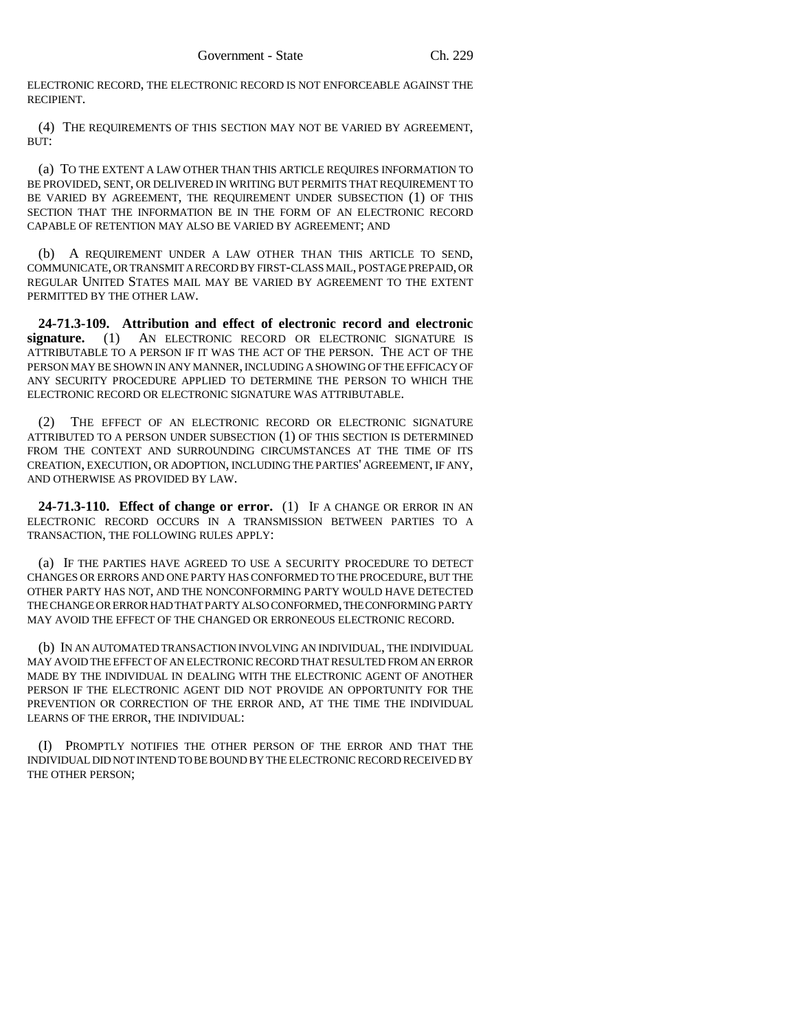ELECTRONIC RECORD, THE ELECTRONIC RECORD IS NOT ENFORCEABLE AGAINST THE RECIPIENT.

(4) THE REQUIREMENTS OF THIS SECTION MAY NOT BE VARIED BY AGREEMENT, BUT:

(a) TO THE EXTENT A LAW OTHER THAN THIS ARTICLE REQUIRES INFORMATION TO BE PROVIDED, SENT, OR DELIVERED IN WRITING BUT PERMITS THAT REQUIREMENT TO BE VARIED BY AGREEMENT, THE REQUIREMENT UNDER SUBSECTION (1) OF THIS SECTION THAT THE INFORMATION BE IN THE FORM OF AN ELECTRONIC RECORD CAPABLE OF RETENTION MAY ALSO BE VARIED BY AGREEMENT; AND

(b) A REQUIREMENT UNDER A LAW OTHER THAN THIS ARTICLE TO SEND, COMMUNICATE, OR TRANSMIT A RECORD BY FIRST-CLASS MAIL, POSTAGE PREPAID, OR REGULAR UNITED STATES MAIL MAY BE VARIED BY AGREEMENT TO THE EXTENT PERMITTED BY THE OTHER LAW.

**24-71.3-109. Attribution and effect of electronic record and electronic signature.** (1) AN ELECTRONIC RECORD OR ELECTRONIC SIGNATURE IS ATTRIBUTABLE TO A PERSON IF IT WAS THE ACT OF THE PERSON. THE ACT OF THE PERSON MAY BE SHOWN IN ANY MANNER, INCLUDING A SHOWING OF THE EFFICACY OF ANY SECURITY PROCEDURE APPLIED TO DETERMINE THE PERSON TO WHICH THE ELECTRONIC RECORD OR ELECTRONIC SIGNATURE WAS ATTRIBUTABLE.

(2) THE EFFECT OF AN ELECTRONIC RECORD OR ELECTRONIC SIGNATURE ATTRIBUTED TO A PERSON UNDER SUBSECTION (1) OF THIS SECTION IS DETERMINED FROM THE CONTEXT AND SURROUNDING CIRCUMSTANCES AT THE TIME OF ITS CREATION, EXECUTION, OR ADOPTION, INCLUDING THE PARTIES' AGREEMENT, IF ANY, AND OTHERWISE AS PROVIDED BY LAW.

**24-71.3-110. Effect of change or error.** (1) IF A CHANGE OR ERROR IN AN ELECTRONIC RECORD OCCURS IN A TRANSMISSION BETWEEN PARTIES TO A TRANSACTION, THE FOLLOWING RULES APPLY:

(a) IF THE PARTIES HAVE AGREED TO USE A SECURITY PROCEDURE TO DETECT CHANGES OR ERRORS AND ONE PARTY HAS CONFORMED TO THE PROCEDURE, BUT THE OTHER PARTY HAS NOT, AND THE NONCONFORMING PARTY WOULD HAVE DETECTED THE CHANGE OR ERROR HAD THAT PARTY ALSO CONFORMED, THE CONFORMING PARTY MAY AVOID THE EFFECT OF THE CHANGED OR ERRONEOUS ELECTRONIC RECORD.

(b) IN AN AUTOMATED TRANSACTION INVOLVING AN INDIVIDUAL, THE INDIVIDUAL MAY AVOID THE EFFECT OF AN ELECTRONIC RECORD THAT RESULTED FROM AN ERROR MADE BY THE INDIVIDUAL IN DEALING WITH THE ELECTRONIC AGENT OF ANOTHER PERSON IF THE ELECTRONIC AGENT DID NOT PROVIDE AN OPPORTUNITY FOR THE PREVENTION OR CORRECTION OF THE ERROR AND, AT THE TIME THE INDIVIDUAL LEARNS OF THE ERROR, THE INDIVIDUAL:

(I) PROMPTLY NOTIFIES THE OTHER PERSON OF THE ERROR AND THAT THE INDIVIDUAL DID NOT INTEND TO BE BOUND BY THE ELECTRONIC RECORD RECEIVED BY THE OTHER PERSON;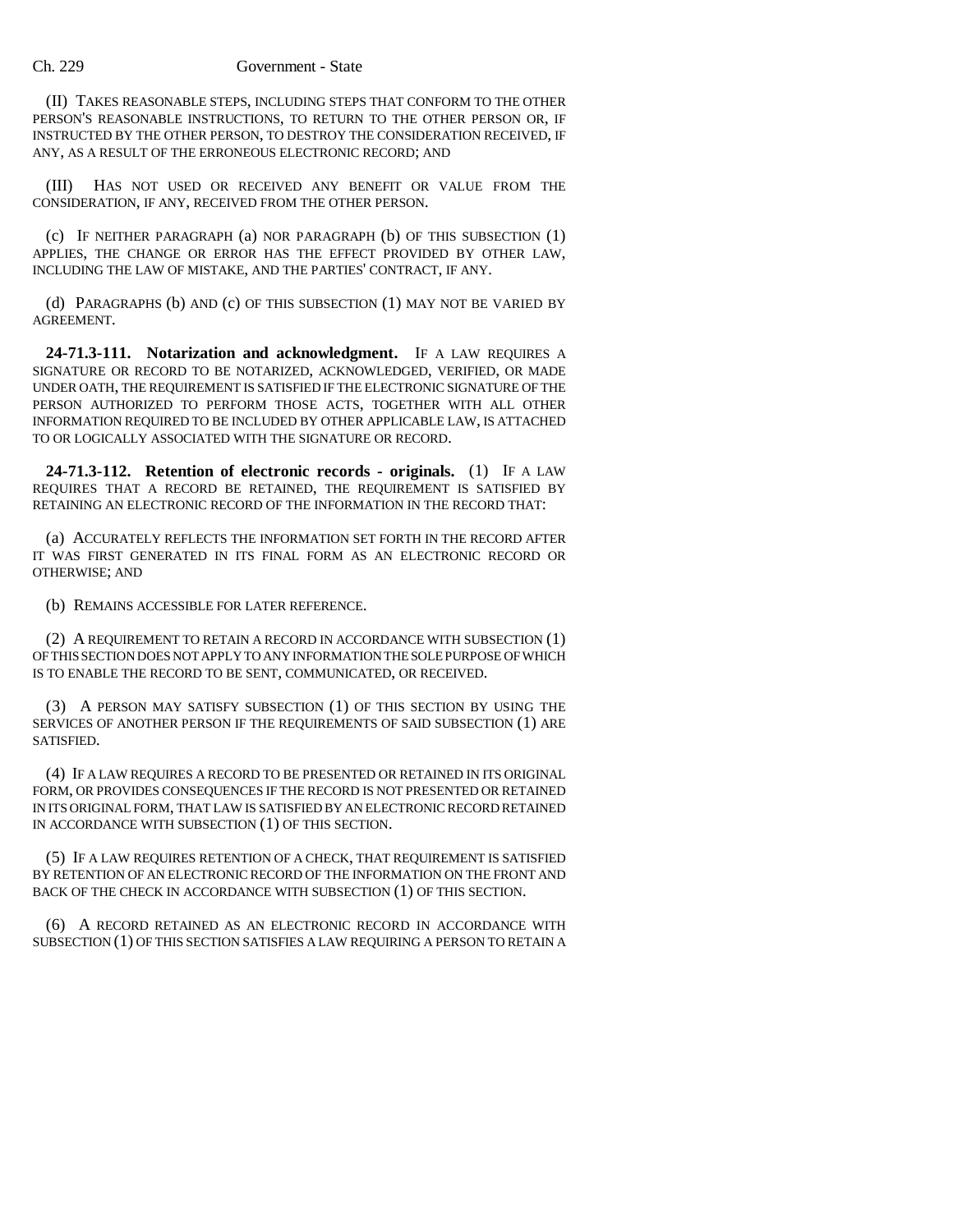(II) TAKES REASONABLE STEPS, INCLUDING STEPS THAT CONFORM TO THE OTHER PERSON'S REASONABLE INSTRUCTIONS, TO RETURN TO THE OTHER PERSON OR, IF INSTRUCTED BY THE OTHER PERSON, TO DESTROY THE CONSIDERATION RECEIVED, IF ANY, AS A RESULT OF THE ERRONEOUS ELECTRONIC RECORD; AND

(III) HAS NOT USED OR RECEIVED ANY BENEFIT OR VALUE FROM THE CONSIDERATION, IF ANY, RECEIVED FROM THE OTHER PERSON.

(c) IF NEITHER PARAGRAPH (a) NOR PARAGRAPH (b) OF THIS SUBSECTION (1) APPLIES, THE CHANGE OR ERROR HAS THE EFFECT PROVIDED BY OTHER LAW, INCLUDING THE LAW OF MISTAKE, AND THE PARTIES' CONTRACT, IF ANY.

(d) PARAGRAPHS (b) AND (c) OF THIS SUBSECTION (1) MAY NOT BE VARIED BY AGREEMENT.

**24-71.3-111. Notarization and acknowledgment.** IF A LAW REQUIRES A SIGNATURE OR RECORD TO BE NOTARIZED, ACKNOWLEDGED, VERIFIED, OR MADE UNDER OATH, THE REQUIREMENT IS SATISFIED IF THE ELECTRONIC SIGNATURE OF THE PERSON AUTHORIZED TO PERFORM THOSE ACTS, TOGETHER WITH ALL OTHER INFORMATION REQUIRED TO BE INCLUDED BY OTHER APPLICABLE LAW, IS ATTACHED TO OR LOGICALLY ASSOCIATED WITH THE SIGNATURE OR RECORD.

**24-71.3-112. Retention of electronic records - originals.** (1) IF A LAW REQUIRES THAT A RECORD BE RETAINED, THE REQUIREMENT IS SATISFIED BY RETAINING AN ELECTRONIC RECORD OF THE INFORMATION IN THE RECORD THAT:

(a) ACCURATELY REFLECTS THE INFORMATION SET FORTH IN THE RECORD AFTER IT WAS FIRST GENERATED IN ITS FINAL FORM AS AN ELECTRONIC RECORD OR OTHERWISE; AND

(b) REMAINS ACCESSIBLE FOR LATER REFERENCE.

(2) A REQUIREMENT TO RETAIN A RECORD IN ACCORDANCE WITH SUBSECTION (1) OF THIS SECTION DOES NOT APPLY TO ANY INFORMATION THE SOLE PURPOSE OF WHICH IS TO ENABLE THE RECORD TO BE SENT, COMMUNICATED, OR RECEIVED.

(3) A PERSON MAY SATISFY SUBSECTION (1) OF THIS SECTION BY USING THE SERVICES OF ANOTHER PERSON IF THE REQUIREMENTS OF SAID SUBSECTION (1) ARE SATISFIED.

(4) IF A LAW REQUIRES A RECORD TO BE PRESENTED OR RETAINED IN ITS ORIGINAL FORM, OR PROVIDES CONSEQUENCES IF THE RECORD IS NOT PRESENTED OR RETAINED IN ITS ORIGINAL FORM, THAT LAW IS SATISFIED BY AN ELECTRONIC RECORD RETAINED IN ACCORDANCE WITH SUBSECTION (1) OF THIS SECTION.

(5) IF A LAW REQUIRES RETENTION OF A CHECK, THAT REQUIREMENT IS SATISFIED BY RETENTION OF AN ELECTRONIC RECORD OF THE INFORMATION ON THE FRONT AND BACK OF THE CHECK IN ACCORDANCE WITH SUBSECTION (1) OF THIS SECTION.

(6) A RECORD RETAINED AS AN ELECTRONIC RECORD IN ACCORDANCE WITH SUBSECTION (1) OF THIS SECTION SATISFIES A LAW REQUIRING A PERSON TO RETAIN A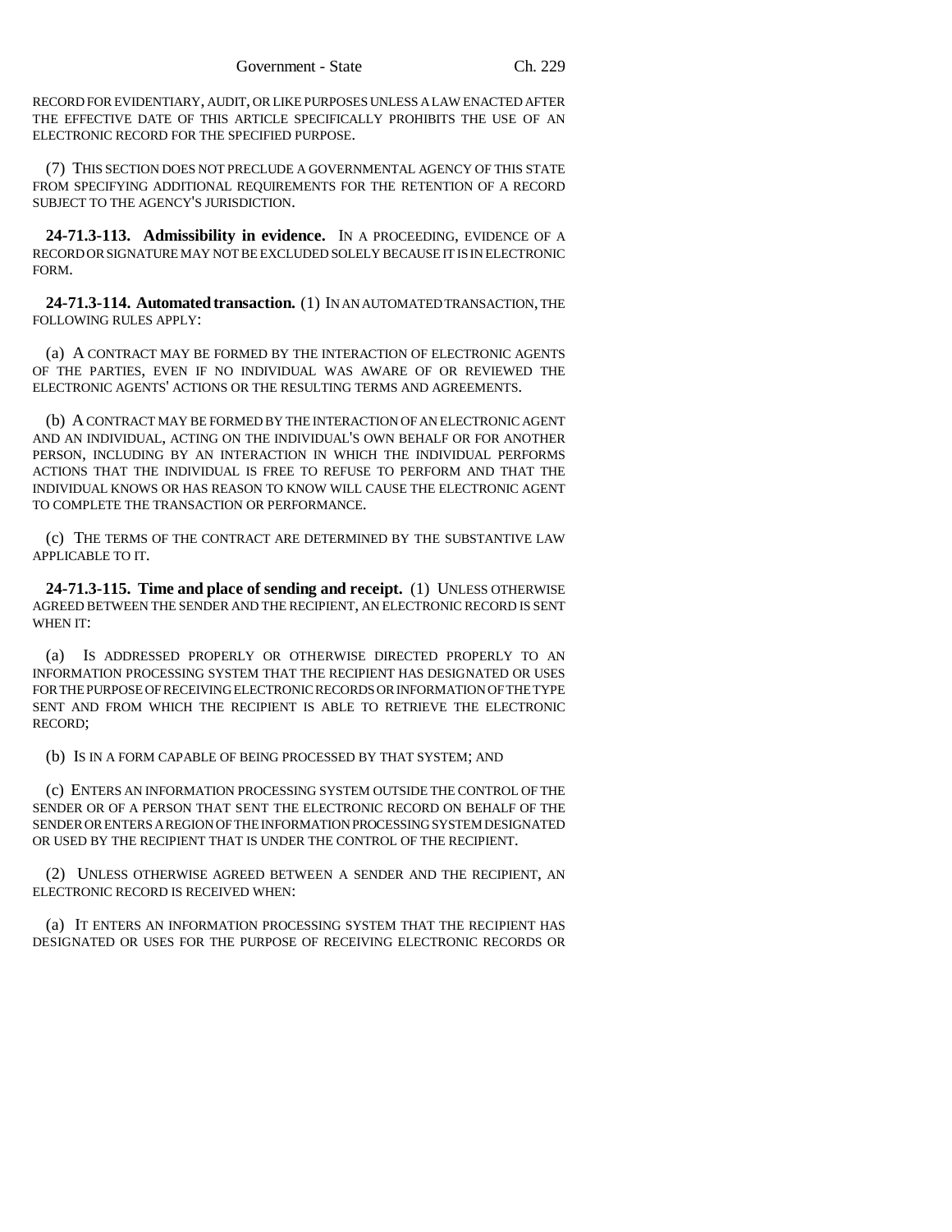RECORD FOR EVIDENTIARY, AUDIT, OR LIKE PURPOSES UNLESS A LAW ENACTED AFTER THE EFFECTIVE DATE OF THIS ARTICLE SPECIFICALLY PROHIBITS THE USE OF AN ELECTRONIC RECORD FOR THE SPECIFIED PURPOSE.

(7) THIS SECTION DOES NOT PRECLUDE A GOVERNMENTAL AGENCY OF THIS STATE FROM SPECIFYING ADDITIONAL REQUIREMENTS FOR THE RETENTION OF A RECORD SUBJECT TO THE AGENCY'S JURISDICTION.

**24-71.3-113. Admissibility in evidence.** IN A PROCEEDING, EVIDENCE OF A RECORD OR SIGNATURE MAY NOT BE EXCLUDED SOLELY BECAUSE IT IS IN ELECTRONIC FORM.

**24-71.3-114. Automated transaction.** (1) IN AN AUTOMATED TRANSACTION, THE FOLLOWING RULES APPLY:

(a) A CONTRACT MAY BE FORMED BY THE INTERACTION OF ELECTRONIC AGENTS OF THE PARTIES, EVEN IF NO INDIVIDUAL WAS AWARE OF OR REVIEWED THE ELECTRONIC AGENTS' ACTIONS OR THE RESULTING TERMS AND AGREEMENTS.

(b) A CONTRACT MAY BE FORMED BY THE INTERACTION OF AN ELECTRONIC AGENT AND AN INDIVIDUAL, ACTING ON THE INDIVIDUAL'S OWN BEHALF OR FOR ANOTHER PERSON, INCLUDING BY AN INTERACTION IN WHICH THE INDIVIDUAL PERFORMS ACTIONS THAT THE INDIVIDUAL IS FREE TO REFUSE TO PERFORM AND THAT THE INDIVIDUAL KNOWS OR HAS REASON TO KNOW WILL CAUSE THE ELECTRONIC AGENT TO COMPLETE THE TRANSACTION OR PERFORMANCE.

(c) THE TERMS OF THE CONTRACT ARE DETERMINED BY THE SUBSTANTIVE LAW APPLICABLE TO IT.

**24-71.3-115. Time and place of sending and receipt.** (1) UNLESS OTHERWISE AGREED BETWEEN THE SENDER AND THE RECIPIENT, AN ELECTRONIC RECORD IS SENT WHEN IT:

(a) IS ADDRESSED PROPERLY OR OTHERWISE DIRECTED PROPERLY TO AN INFORMATION PROCESSING SYSTEM THAT THE RECIPIENT HAS DESIGNATED OR USES FOR THE PURPOSE OF RECEIVING ELECTRONIC RECORDS OR INFORMATION OF THE TYPE SENT AND FROM WHICH THE RECIPIENT IS ABLE TO RETRIEVE THE ELECTRONIC RECORD;

(b) IS IN A FORM CAPABLE OF BEING PROCESSED BY THAT SYSTEM; AND

(c) ENTERS AN INFORMATION PROCESSING SYSTEM OUTSIDE THE CONTROL OF THE SENDER OR OF A PERSON THAT SENT THE ELECTRONIC RECORD ON BEHALF OF THE SENDER OR ENTERS A REGION OF THE INFORMATION PROCESSING SYSTEM DESIGNATED OR USED BY THE RECIPIENT THAT IS UNDER THE CONTROL OF THE RECIPIENT.

(2) UNLESS OTHERWISE AGREED BETWEEN A SENDER AND THE RECIPIENT, AN ELECTRONIC RECORD IS RECEIVED WHEN:

(a) IT ENTERS AN INFORMATION PROCESSING SYSTEM THAT THE RECIPIENT HAS DESIGNATED OR USES FOR THE PURPOSE OF RECEIVING ELECTRONIC RECORDS OR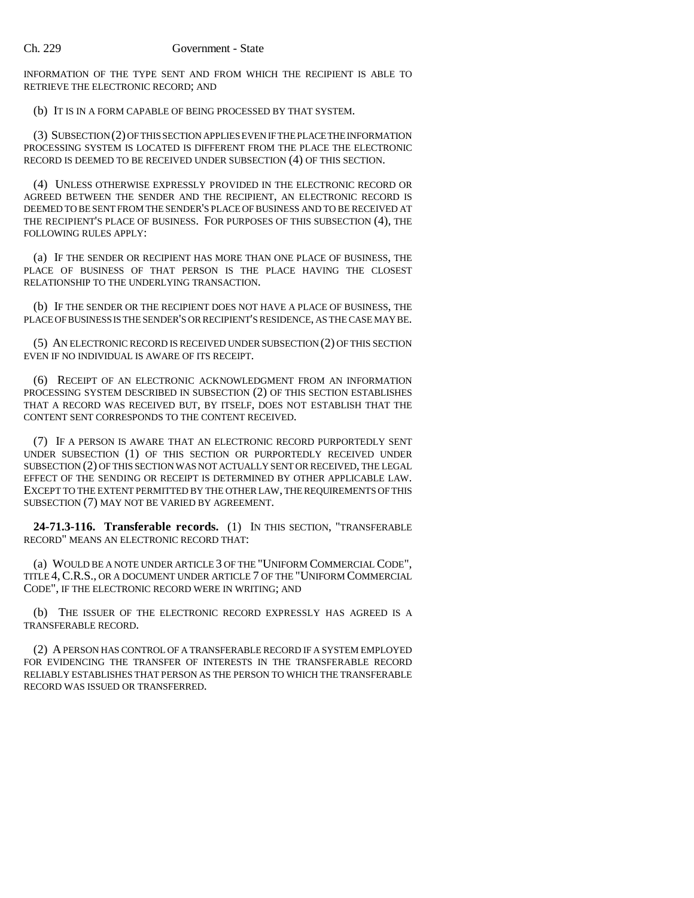INFORMATION OF THE TYPE SENT AND FROM WHICH THE RECIPIENT IS ABLE TO RETRIEVE THE ELECTRONIC RECORD; AND

(b) IT IS IN A FORM CAPABLE OF BEING PROCESSED BY THAT SYSTEM.

(3) SUBSECTION (2) OF THIS SECTION APPLIES EVEN IF THE PLACE THE INFORMATION PROCESSING SYSTEM IS LOCATED IS DIFFERENT FROM THE PLACE THE ELECTRONIC RECORD IS DEEMED TO BE RECEIVED UNDER SUBSECTION (4) OF THIS SECTION.

(4) UNLESS OTHERWISE EXPRESSLY PROVIDED IN THE ELECTRONIC RECORD OR AGREED BETWEEN THE SENDER AND THE RECIPIENT, AN ELECTRONIC RECORD IS DEEMED TO BE SENT FROM THE SENDER'S PLACE OF BUSINESS AND TO BE RECEIVED AT THE RECIPIENT'S PLACE OF BUSINESS. FOR PURPOSES OF THIS SUBSECTION (4), THE FOLLOWING RULES APPLY:

(a) IF THE SENDER OR RECIPIENT HAS MORE THAN ONE PLACE OF BUSINESS, THE PLACE OF BUSINESS OF THAT PERSON IS THE PLACE HAVING THE CLOSEST RELATIONSHIP TO THE UNDERLYING TRANSACTION.

(b) IF THE SENDER OR THE RECIPIENT DOES NOT HAVE A PLACE OF BUSINESS, THE PLACE OF BUSINESS IS THE SENDER'S OR RECIPIENT'S RESIDENCE, AS THE CASE MAY BE.

(5) AN ELECTRONIC RECORD IS RECEIVED UNDER SUBSECTION (2) OF THIS SECTION EVEN IF NO INDIVIDUAL IS AWARE OF ITS RECEIPT.

(6) RECEIPT OF AN ELECTRONIC ACKNOWLEDGMENT FROM AN INFORMATION PROCESSING SYSTEM DESCRIBED IN SUBSECTION (2) OF THIS SECTION ESTABLISHES THAT A RECORD WAS RECEIVED BUT, BY ITSELF, DOES NOT ESTABLISH THAT THE CONTENT SENT CORRESPONDS TO THE CONTENT RECEIVED.

(7) IF A PERSON IS AWARE THAT AN ELECTRONIC RECORD PURPORTEDLY SENT UNDER SUBSECTION (1) OF THIS SECTION OR PURPORTEDLY RECEIVED UNDER SUBSECTION (2) OF THIS SECTION WAS NOT ACTUALLY SENT OR RECEIVED, THE LEGAL EFFECT OF THE SENDING OR RECEIPT IS DETERMINED BY OTHER APPLICABLE LAW. EXCEPT TO THE EXTENT PERMITTED BY THE OTHER LAW, THE REQUIREMENTS OF THIS SUBSECTION (7) MAY NOT BE VARIED BY AGREEMENT.

**24-71.3-116. Transferable records.** (1) IN THIS SECTION, "TRANSFERABLE RECORD" MEANS AN ELECTRONIC RECORD THAT:

(a) WOULD BE A NOTE UNDER ARTICLE 3 OF THE "UNIFORM COMMERCIAL CODE", TITLE 4, C.R.S., OR A DOCUMENT UNDER ARTICLE 7 OF THE "UNIFORM COMMERCIAL CODE", IF THE ELECTRONIC RECORD WERE IN WRITING; AND

(b) THE ISSUER OF THE ELECTRONIC RECORD EXPRESSLY HAS AGREED IS A TRANSFERABLE RECORD.

(2) A PERSON HAS CONTROL OF A TRANSFERABLE RECORD IF A SYSTEM EMPLOYED FOR EVIDENCING THE TRANSFER OF INTERESTS IN THE TRANSFERABLE RECORD RELIABLY ESTABLISHES THAT PERSON AS THE PERSON TO WHICH THE TRANSFERABLE RECORD WAS ISSUED OR TRANSFERRED.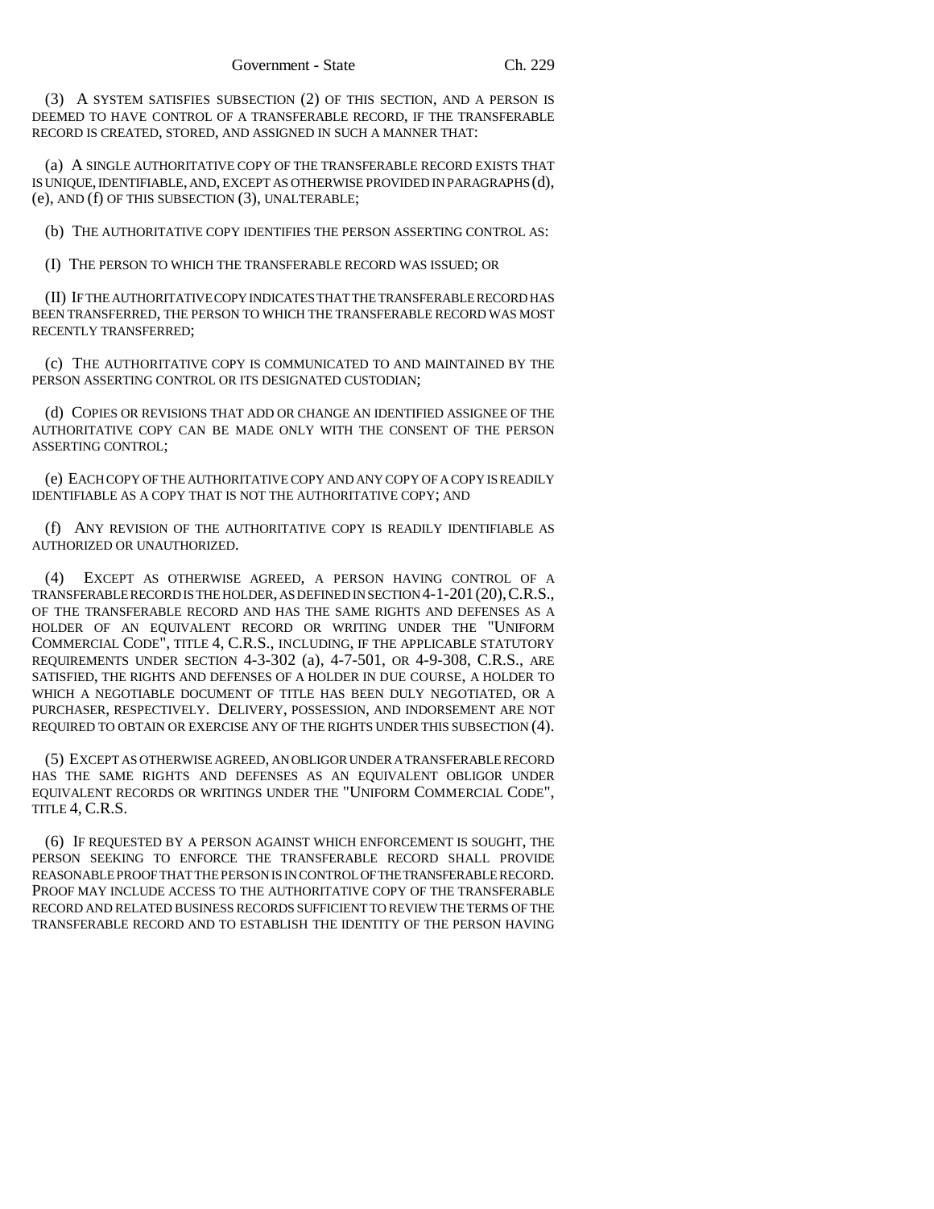(3) A SYSTEM SATISFIES SUBSECTION (2) OF THIS SECTION, AND A PERSON IS DEEMED TO HAVE CONTROL OF A TRANSFERABLE RECORD, IF THE TRANSFERABLE RECORD IS CREATED, STORED, AND ASSIGNED IN SUCH A MANNER THAT:

(a) A SINGLE AUTHORITATIVE COPY OF THE TRANSFERABLE RECORD EXISTS THAT IS UNIQUE, IDENTIFIABLE, AND, EXCEPT AS OTHERWISE PROVIDED IN PARAGRAPHS (d), (e), AND (f) OF THIS SUBSECTION (3), UNALTERABLE;

(b) THE AUTHORITATIVE COPY IDENTIFIES THE PERSON ASSERTING CONTROL AS:

(I) THE PERSON TO WHICH THE TRANSFERABLE RECORD WAS ISSUED; OR

(II) IF THE AUTHORITATIVE COPY INDICATES THAT THE TRANSFERABLE RECORD HAS BEEN TRANSFERRED, THE PERSON TO WHICH THE TRANSFERABLE RECORD WAS MOST RECENTLY TRANSFERRED;

(c) THE AUTHORITATIVE COPY IS COMMUNICATED TO AND MAINTAINED BY THE PERSON ASSERTING CONTROL OR ITS DESIGNATED CUSTODIAN;

(d) COPIES OR REVISIONS THAT ADD OR CHANGE AN IDENTIFIED ASSIGNEE OF THE AUTHORITATIVE COPY CAN BE MADE ONLY WITH THE CONSENT OF THE PERSON ASSERTING CONTROL;

(e) EACH COPY OF THE AUTHORITATIVE COPY AND ANY COPY OF A COPY IS READILY IDENTIFIABLE AS A COPY THAT IS NOT THE AUTHORITATIVE COPY; AND

(f) ANY REVISION OF THE AUTHORITATIVE COPY IS READILY IDENTIFIABLE AS AUTHORIZED OR UNAUTHORIZED.

(4) EXCEPT AS OTHERWISE AGREED, A PERSON HAVING CONTROL OF A TRANSFERABLE RECORD IS THE HOLDER, AS DEFINED IN SECTION 4-1-201 (20), C.R.S., OF THE TRANSFERABLE RECORD AND HAS THE SAME RIGHTS AND DEFENSES AS A HOLDER OF AN EQUIVALENT RECORD OR WRITING UNDER THE "UNIFORM COMMERCIAL CODE", TITLE 4, C.R.S., INCLUDING, IF THE APPLICABLE STATUTORY REQUIREMENTS UNDER SECTION 4-3-302 (a), 4-7-501, OR 4-9-308, C.R.S., ARE SATISFIED, THE RIGHTS AND DEFENSES OF A HOLDER IN DUE COURSE, A HOLDER TO WHICH A NEGOTIABLE DOCUMENT OF TITLE HAS BEEN DULY NEGOTIATED, OR A PURCHASER, RESPECTIVELY. DELIVERY, POSSESSION, AND INDORSEMENT ARE NOT REQUIRED TO OBTAIN OR EXERCISE ANY OF THE RIGHTS UNDER THIS SUBSECTION (4).

(5) EXCEPT AS OTHERWISE AGREED, AN OBLIGOR UNDER A TRANSFERABLE RECORD HAS THE SAME RIGHTS AND DEFENSES AS AN EQUIVALENT OBLIGOR UNDER EQUIVALENT RECORDS OR WRITINGS UNDER THE "UNIFORM COMMERCIAL CODE", TITLE 4, C.R.S.

(6) IF REQUESTED BY A PERSON AGAINST WHICH ENFORCEMENT IS SOUGHT, THE PERSON SEEKING TO ENFORCE THE TRANSFERABLE RECORD SHALL PROVIDE REASONABLE PROOF THAT THE PERSON IS IN CONTROL OF THE TRANSFERABLE RECORD. PROOF MAY INCLUDE ACCESS TO THE AUTHORITATIVE COPY OF THE TRANSFERABLE RECORD AND RELATED BUSINESS RECORDS SUFFICIENT TO REVIEW THE TERMS OF THE TRANSFERABLE RECORD AND TO ESTABLISH THE IDENTITY OF THE PERSON HAVING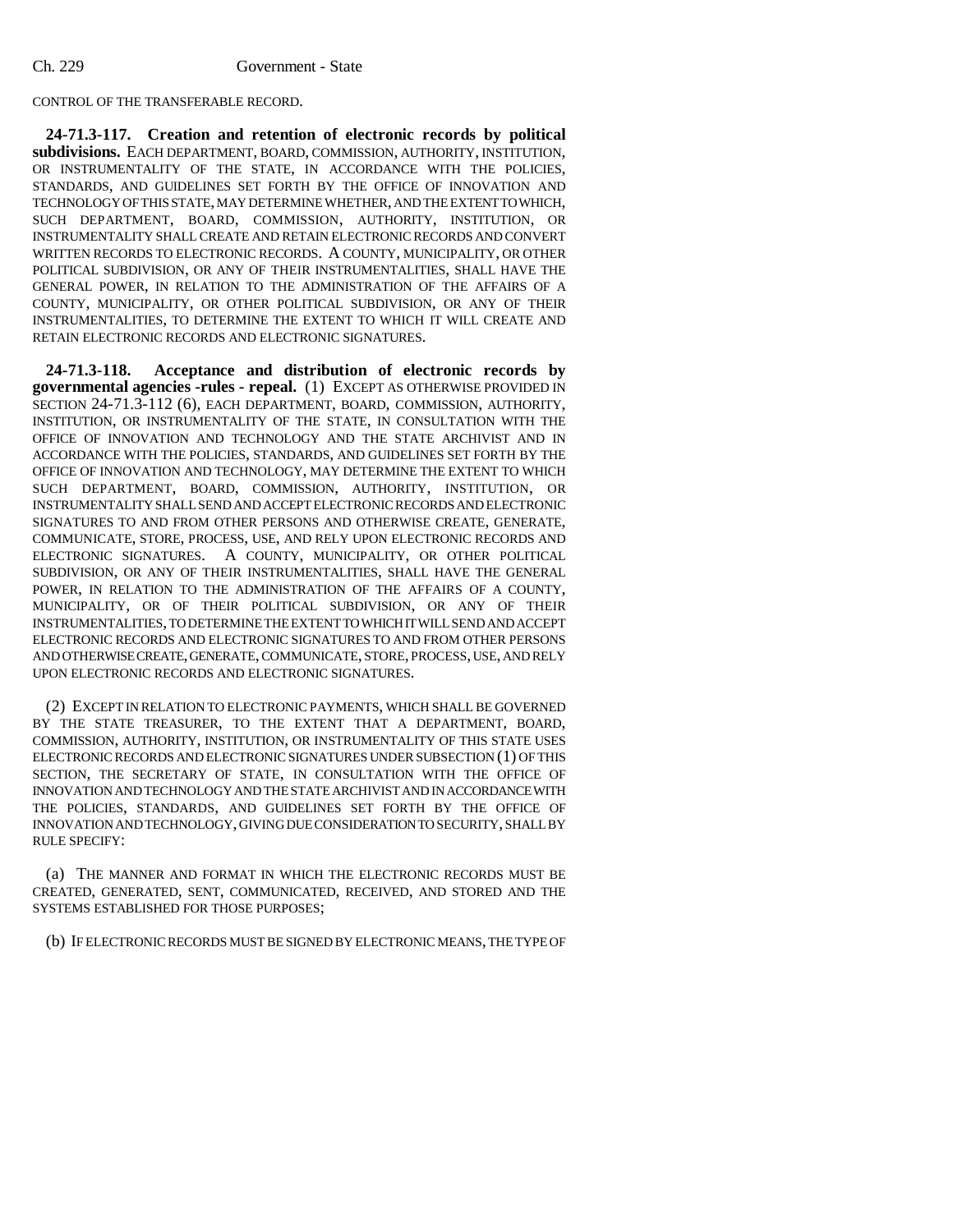CONTROL OF THE TRANSFERABLE RECORD.

**24-71.3-117. Creation and retention of electronic records by political subdivisions.** EACH DEPARTMENT, BOARD, COMMISSION, AUTHORITY, INSTITUTION, OR INSTRUMENTALITY OF THE STATE, IN ACCORDANCE WITH THE POLICIES, STANDARDS, AND GUIDELINES SET FORTH BY THE OFFICE OF INNOVATION AND TECHNOLOGY OF THIS STATE, MAY DETERMINE WHETHER, AND THE EXTENT TO WHICH, SUCH DEPARTMENT, BOARD, COMMISSION, AUTHORITY, INSTITUTION, OR INSTRUMENTALITY SHALL CREATE AND RETAIN ELECTRONIC RECORDS AND CONVERT WRITTEN RECORDS TO ELECTRONIC RECORDS. A COUNTY, MUNICIPALITY, OR OTHER POLITICAL SUBDIVISION, OR ANY OF THEIR INSTRUMENTALITIES, SHALL HAVE THE GENERAL POWER, IN RELATION TO THE ADMINISTRATION OF THE AFFAIRS OF A COUNTY, MUNICIPALITY, OR OTHER POLITICAL SUBDIVISION, OR ANY OF THEIR INSTRUMENTALITIES, TO DETERMINE THE EXTENT TO WHICH IT WILL CREATE AND RETAIN ELECTRONIC RECORDS AND ELECTRONIC SIGNATURES.

**24-71.3-118. Acceptance and distribution of electronic records by governmental agencies -rules - repeal.** (1) EXCEPT AS OTHERWISE PROVIDED IN SECTION 24-71.3-112 (6), EACH DEPARTMENT, BOARD, COMMISSION, AUTHORITY, INSTITUTION, OR INSTRUMENTALITY OF THE STATE, IN CONSULTATION WITH THE OFFICE OF INNOVATION AND TECHNOLOGY AND THE STATE ARCHIVIST AND IN ACCORDANCE WITH THE POLICIES, STANDARDS, AND GUIDELINES SET FORTH BY THE OFFICE OF INNOVATION AND TECHNOLOGY, MAY DETERMINE THE EXTENT TO WHICH SUCH DEPARTMENT, BOARD, COMMISSION, AUTHORITY, INSTITUTION, OR INSTRUMENTALITY SHALL SEND AND ACCEPT ELECTRONIC RECORDS AND ELECTRONIC SIGNATURES TO AND FROM OTHER PERSONS AND OTHERWISE CREATE, GENERATE, COMMUNICATE, STORE, PROCESS, USE, AND RELY UPON ELECTRONIC RECORDS AND ELECTRONIC SIGNATURES. A COUNTY, MUNICIPALITY, OR OTHER POLITICAL SUBDIVISION, OR ANY OF THEIR INSTRUMENTALITIES, SHALL HAVE THE GENERAL POWER, IN RELATION TO THE ADMINISTRATION OF THE AFFAIRS OF A COUNTY, MUNICIPALITY, OR OF THEIR POLITICAL SUBDIVISION, OR ANY OF THEIR INSTRUMENTALITIES, TO DETERMINE THE EXTENT TO WHICH IT WILL SEND AND ACCEPT ELECTRONIC RECORDS AND ELECTRONIC SIGNATURES TO AND FROM OTHER PERSONS AND OTHERWISE CREATE, GENERATE, COMMUNICATE, STORE, PROCESS, USE, AND RELY UPON ELECTRONIC RECORDS AND ELECTRONIC SIGNATURES.

(2) EXCEPT IN RELATION TO ELECTRONIC PAYMENTS, WHICH SHALL BE GOVERNED BY THE STATE TREASURER, TO THE EXTENT THAT A DEPARTMENT, BOARD, COMMISSION, AUTHORITY, INSTITUTION, OR INSTRUMENTALITY OF THIS STATE USES ELECTRONIC RECORDS AND ELECTRONIC SIGNATURES UNDER SUBSECTION (1) OF THIS SECTION, THE SECRETARY OF STATE, IN CONSULTATION WITH THE OFFICE OF INNOVATION AND TECHNOLOGY AND THE STATE ARCHIVIST AND IN ACCORDANCE WITH THE POLICIES, STANDARDS, AND GUIDELINES SET FORTH BY THE OFFICE OF INNOVATION AND TECHNOLOGY, GIVING DUE CONSIDERATION TO SECURITY, SHALL BY RULE SPECIFY:

(a) THE MANNER AND FORMAT IN WHICH THE ELECTRONIC RECORDS MUST BE CREATED, GENERATED, SENT, COMMUNICATED, RECEIVED, AND STORED AND THE SYSTEMS ESTABLISHED FOR THOSE PURPOSES;

(b) IF ELECTRONIC RECORDS MUST BE SIGNED BY ELECTRONIC MEANS, THE TYPE OF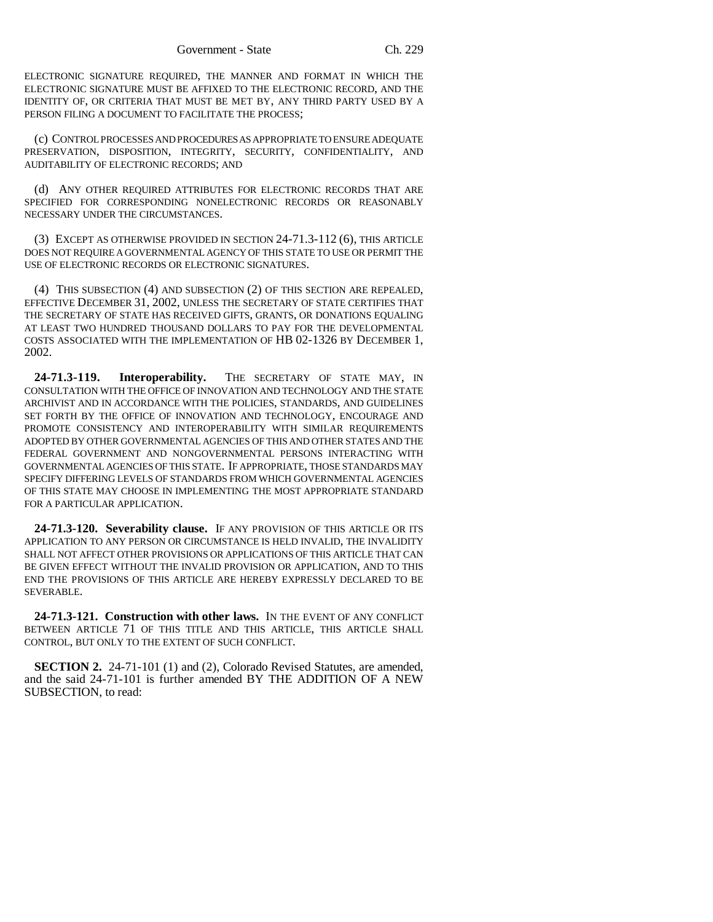ELECTRONIC SIGNATURE REQUIRED, THE MANNER AND FORMAT IN WHICH THE ELECTRONIC SIGNATURE MUST BE AFFIXED TO THE ELECTRONIC RECORD, AND THE IDENTITY OF, OR CRITERIA THAT MUST BE MET BY, ANY THIRD PARTY USED BY A PERSON FILING A DOCUMENT TO FACILITATE THE PROCESS;

(c) CONTROL PROCESSES AND PROCEDURES AS APPROPRIATE TO ENSURE ADEQUATE PRESERVATION, DISPOSITION, INTEGRITY, SECURITY, CONFIDENTIALITY, AND AUDITABILITY OF ELECTRONIC RECORDS; AND

(d) ANY OTHER REQUIRED ATTRIBUTES FOR ELECTRONIC RECORDS THAT ARE SPECIFIED FOR CORRESPONDING NONELECTRONIC RECORDS OR REASONABLY NECESSARY UNDER THE CIRCUMSTANCES.

(3) EXCEPT AS OTHERWISE PROVIDED IN SECTION 24-71.3-112 (6), THIS ARTICLE DOES NOT REQUIRE A GOVERNMENTAL AGENCY OF THIS STATE TO USE OR PERMIT THE USE OF ELECTRONIC RECORDS OR ELECTRONIC SIGNATURES.

(4) THIS SUBSECTION (4) AND SUBSECTION (2) OF THIS SECTION ARE REPEALED, EFFECTIVE DECEMBER 31, 2002, UNLESS THE SECRETARY OF STATE CERTIFIES THAT THE SECRETARY OF STATE HAS RECEIVED GIFTS, GRANTS, OR DONATIONS EQUALING AT LEAST TWO HUNDRED THOUSAND DOLLARS TO PAY FOR THE DEVELOPMENTAL COSTS ASSOCIATED WITH THE IMPLEMENTATION OF HB 02-1326 BY DECEMBER 1, 2002.

**24-71.3-119. Interoperability.** THE SECRETARY OF STATE MAY, IN CONSULTATION WITH THE OFFICE OF INNOVATION AND TECHNOLOGY AND THE STATE ARCHIVIST AND IN ACCORDANCE WITH THE POLICIES, STANDARDS, AND GUIDELINES SET FORTH BY THE OFFICE OF INNOVATION AND TECHNOLOGY, ENCOURAGE AND PROMOTE CONSISTENCY AND INTEROPERABILITY WITH SIMILAR REQUIREMENTS ADOPTED BY OTHER GOVERNMENTAL AGENCIES OF THIS AND OTHER STATES AND THE FEDERAL GOVERNMENT AND NONGOVERNMENTAL PERSONS INTERACTING WITH GOVERNMENTAL AGENCIES OF THIS STATE. IF APPROPRIATE, THOSE STANDARDS MAY SPECIFY DIFFERING LEVELS OF STANDARDS FROM WHICH GOVERNMENTAL AGENCIES OF THIS STATE MAY CHOOSE IN IMPLEMENTING THE MOST APPROPRIATE STANDARD FOR A PARTICULAR APPLICATION.

**24-71.3-120. Severability clause.** IF ANY PROVISION OF THIS ARTICLE OR ITS APPLICATION TO ANY PERSON OR CIRCUMSTANCE IS HELD INVALID, THE INVALIDITY SHALL NOT AFFECT OTHER PROVISIONS OR APPLICATIONS OF THIS ARTICLE THAT CAN BE GIVEN EFFECT WITHOUT THE INVALID PROVISION OR APPLICATION, AND TO THIS END THE PROVISIONS OF THIS ARTICLE ARE HEREBY EXPRESSLY DECLARED TO BE SEVERABLE.

**24-71.3-121. Construction with other laws.** IN THE EVENT OF ANY CONFLICT BETWEEN ARTICLE 71 OF THIS TITLE AND THIS ARTICLE, THIS ARTICLE SHALL CONTROL, BUT ONLY TO THE EXTENT OF SUCH CONFLICT.

**SECTION 2.** 24-71-101 (1) and (2), Colorado Revised Statutes, are amended, and the said 24-71-101 is further amended BY THE ADDITION OF A NEW SUBSECTION, to read: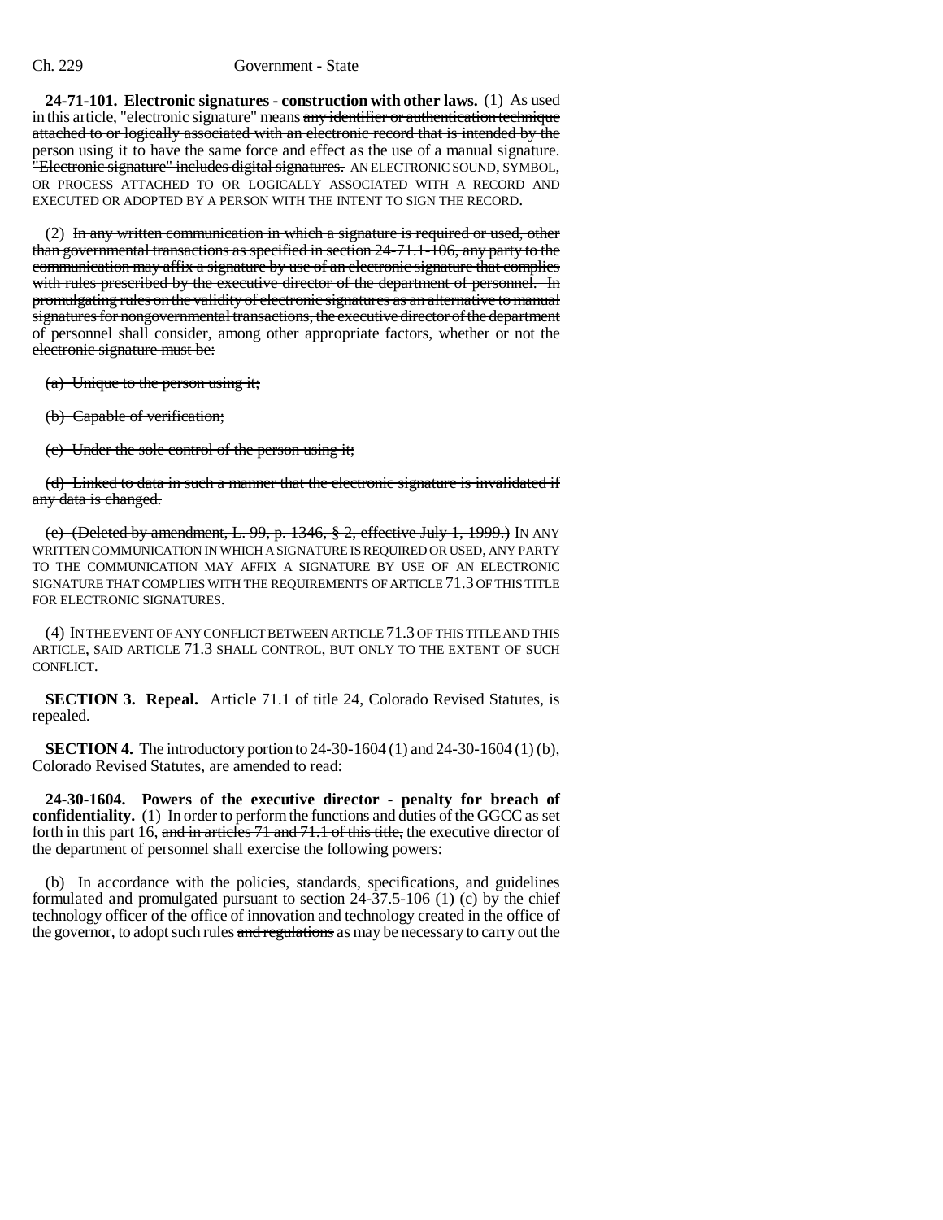**24-71-101. Electronic signatures - construction with other laws.** (1) As used in this article, "electronic signature" means ~~any identifier or authentication technique attached to or logically associated with an electronic record that is intended by the person using it to have the same force and effect as the use of a manual signature. "Electronic signature" includes digital signatures.~~ AN ELECTRONIC SOUND, SYMBOL, OR PROCESS ATTACHED TO OR LOGICALLY ASSOCIATED WITH A RECORD AND EXECUTED OR ADOPTED BY A PERSON WITH THE INTENT TO SIGN THE RECORD.

(2) ~~In any written communication in which a signature is required or used, other than governmental transactions as specified in section 24-71.1-106, any party to the communication may affix a signature by use of an electronic signature that complies with rules prescribed by the executive director of the department of personnel. In promulgating rules on the validity of electronic signatures as an alternative to manual signatures for nongovernmental transactions, the executive director of the department of personnel shall consider, among other appropriate factors, whether or not the electronic signature must be:~~

~~(a) Unique to the person using it;~~

~~(b) Capable of verification;~~

~~(c) Under the sole control of the person using it;~~

~~(d) Linked to data in such a manner that the electronic signature is invalidated if any data is changed.~~

~~(e) (Deleted by amendment, L. 99, p. 1346, § 2, effective July 1, 1999.)~~ IN ANY WRITTEN COMMUNICATION IN WHICH A SIGNATURE IS REQUIRED OR USED, ANY PARTY TO THE COMMUNICATION MAY AFFIX A SIGNATURE BY USE OF AN ELECTRONIC SIGNATURE THAT COMPLIES WITH THE REQUIREMENTS OF ARTICLE 71.3 OF THIS TITLE FOR ELECTRONIC SIGNATURES.

(4) IN THE EVENT OF ANY CONFLICT BETWEEN ARTICLE 71.3 OF THIS TITLE AND THIS ARTICLE, SAID ARTICLE 71.3 SHALL CONTROL, BUT ONLY TO THE EXTENT OF SUCH CONFLICT.

**SECTION 3. Repeal.** Article 71.1 of title 24, Colorado Revised Statutes, is repealed.

**SECTION 4.** The introductory portion to 24-30-1604 (1) and 24-30-1604 (1) (b), Colorado Revised Statutes, are amended to read:

**24-30-1604. Powers of the executive director - penalty for breach of confidentiality.** (1) In order to perform the functions and duties of the GGCC as set forth in this part 16, ~~and in articles 71 and 71.1 of this title,~~ the executive director of the department of personnel shall exercise the following powers:

(b) In accordance with the policies, standards, specifications, and guidelines formulated and promulgated pursuant to section 24-37.5-106 (1) (c) by the chief technology officer of the office of innovation and technology created in the office of the governor, to adopt such rules ~~and regulations~~ as may be necessary to carry out the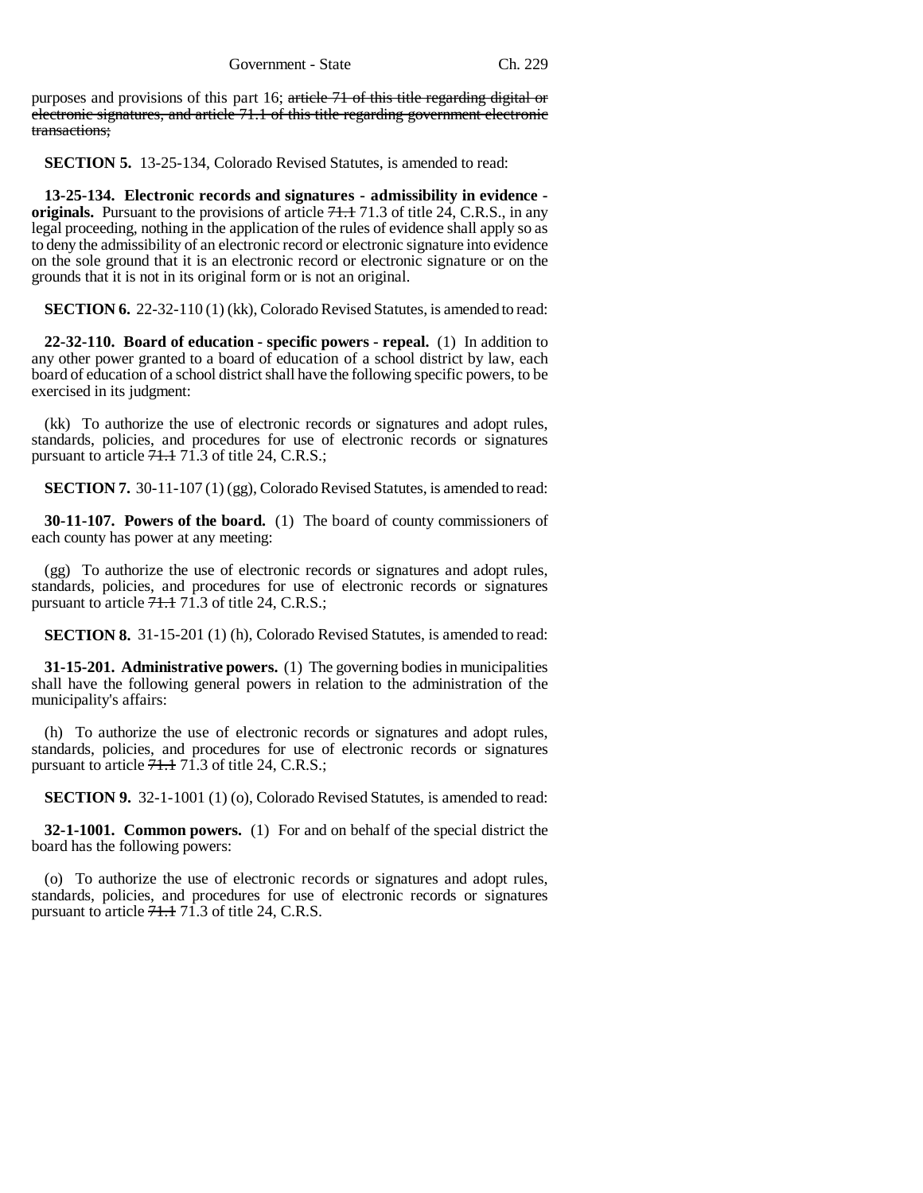purposes and provisions of this part 16; ~~article 71 of this title regarding digital or electronic signatures, and article 71.1 of this title regarding government electronic transactions;~~

**SECTION 5.** 13-25-134, Colorado Revised Statutes, is amended to read:

**13-25-134. Electronic records and signatures - admissibility in evidence - originals.** Pursuant to the provisions of article ~~71.1~~ 71.3 of title 24, C.R.S., in any legal proceeding, nothing in the application of the rules of evidence shall apply so as to deny the admissibility of an electronic record or electronic signature into evidence on the sole ground that it is an electronic record or electronic signature or on the grounds that it is not in its original form or is not an original.

**SECTION 6.** 22-32-110 (1) (kk), Colorado Revised Statutes, is amended to read:

**22-32-110. Board of education - specific powers - repeal.** (1) In addition to any other power granted to a board of education of a school district by law, each board of education of a school district shall have the following specific powers, to be exercised in its judgment:

(kk) To authorize the use of electronic records or signatures and adopt rules, standards, policies, and procedures for use of electronic records or signatures pursuant to article ~~71.1~~ 71.3 of title 24, C.R.S.;

**SECTION 7.** 30-11-107 (1) (gg), Colorado Revised Statutes, is amended to read:

**30-11-107. Powers of the board.** (1) The board of county commissioners of each county has power at any meeting:

(gg) To authorize the use of electronic records or signatures and adopt rules, standards, policies, and procedures for use of electronic records or signatures pursuant to article ~~71.1~~ 71.3 of title 24, C.R.S.;

**SECTION 8.** 31-15-201 (1) (h), Colorado Revised Statutes, is amended to read:

**31-15-201. Administrative powers.** (1) The governing bodies in municipalities shall have the following general powers in relation to the administration of the municipality's affairs:

(h) To authorize the use of electronic records or signatures and adopt rules, standards, policies, and procedures for use of electronic records or signatures pursuant to article ~~71.1~~ 71.3 of title 24, C.R.S.;

**SECTION 9.** 32-1-1001 (1) (o), Colorado Revised Statutes, is amended to read:

**32-1-1001. Common powers.** (1) For and on behalf of the special district the board has the following powers:

(o) To authorize the use of electronic records or signatures and adopt rules, standards, policies, and procedures for use of electronic records or signatures pursuant to article ~~71.1~~ 71.3 of title 24, C.R.S.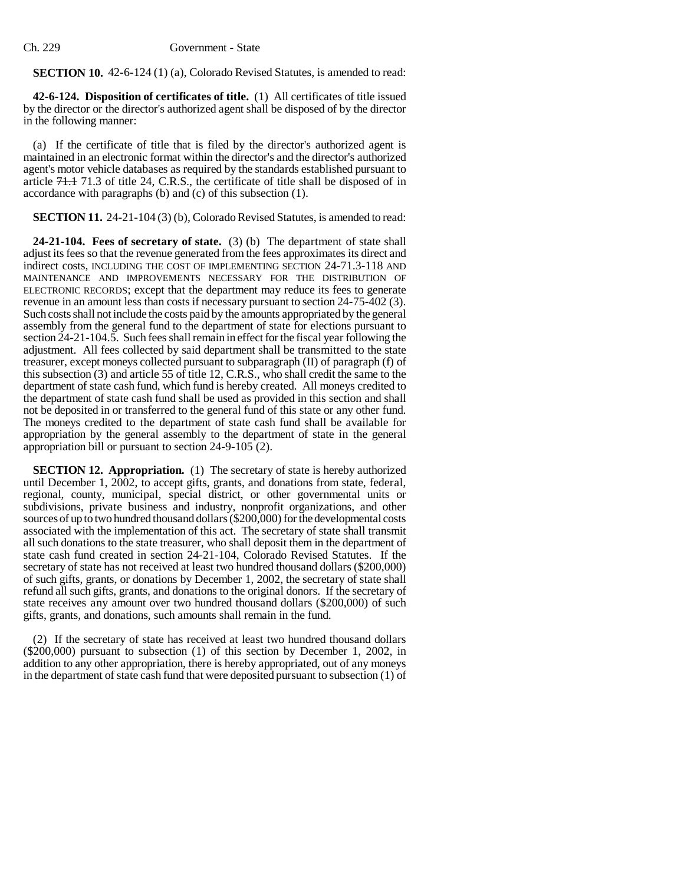**SECTION 10.** 42-6-124 (1) (a), Colorado Revised Statutes, is amended to read:

**42-6-124. Disposition of certificates of title.** (1) All certificates of title issued by the director or the director's authorized agent shall be disposed of by the director in the following manner:

(a) If the certificate of title that is filed by the director's authorized agent is maintained in an electronic format within the director's and the director's authorized agent's motor vehicle databases as required by the standards established pursuant to article ~~71.1~~ 71.3 of title 24, C.R.S., the certificate of title shall be disposed of in accordance with paragraphs (b) and (c) of this subsection (1).

**SECTION 11.** 24-21-104 (3) (b), Colorado Revised Statutes, is amended to read:

**24-21-104. Fees of secretary of state.** (3) (b) The department of state shall adjust its fees so that the revenue generated from the fees approximates its direct and indirect costs, INCLUDING THE COST OF IMPLEMENTING SECTION 24-71.3-118 AND MAINTENANCE AND IMPROVEMENTS NECESSARY FOR THE DISTRIBUTION OF ELECTRONIC RECORDS; except that the department may reduce its fees to generate revenue in an amount less than costs if necessary pursuant to section 24-75-402 (3). Such costs shall not include the costs paid by the amounts appropriated by the general assembly from the general fund to the department of state for elections pursuant to section 24-21-104.5. Such fees shall remain in effect for the fiscal year following the adjustment. All fees collected by said department shall be transmitted to the state treasurer, except moneys collected pursuant to subparagraph (II) of paragraph (f) of this subsection (3) and article 55 of title 12, C.R.S., who shall credit the same to the department of state cash fund, which fund is hereby created. All moneys credited to the department of state cash fund shall be used as provided in this section and shall not be deposited in or transferred to the general fund of this state or any other fund. The moneys credited to the department of state cash fund shall be available for appropriation by the general assembly to the department of state in the general appropriation bill or pursuant to section 24-9-105 (2).

**SECTION 12. Appropriation.** (1) The secretary of state is hereby authorized until December 1, 2002, to accept gifts, grants, and donations from state, federal, regional, county, municipal, special district, or other governmental units or subdivisions, private business and industry, nonprofit organizations, and other sources of up to two hundred thousand dollars ($200,000) for the developmental costs associated with the implementation of this act. The secretary of state shall transmit all such donations to the state treasurer, who shall deposit them in the department of state cash fund created in section 24-21-104, Colorado Revised Statutes. If the secretary of state has not received at least two hundred thousand dollars ($200,000) of such gifts, grants, or donations by December 1, 2002, the secretary of state shall refund all such gifts, grants, and donations to the original donors. If the secretary of state receives any amount over two hundred thousand dollars ($200,000) of such gifts, grants, and donations, such amounts shall remain in the fund.

(2) If the secretary of state has received at least two hundred thousand dollars ($200,000) pursuant to subsection (1) of this section by December 1, 2002, in addition to any other appropriation, there is hereby appropriated, out of any moneys in the department of state cash fund that were deposited pursuant to subsection (1) of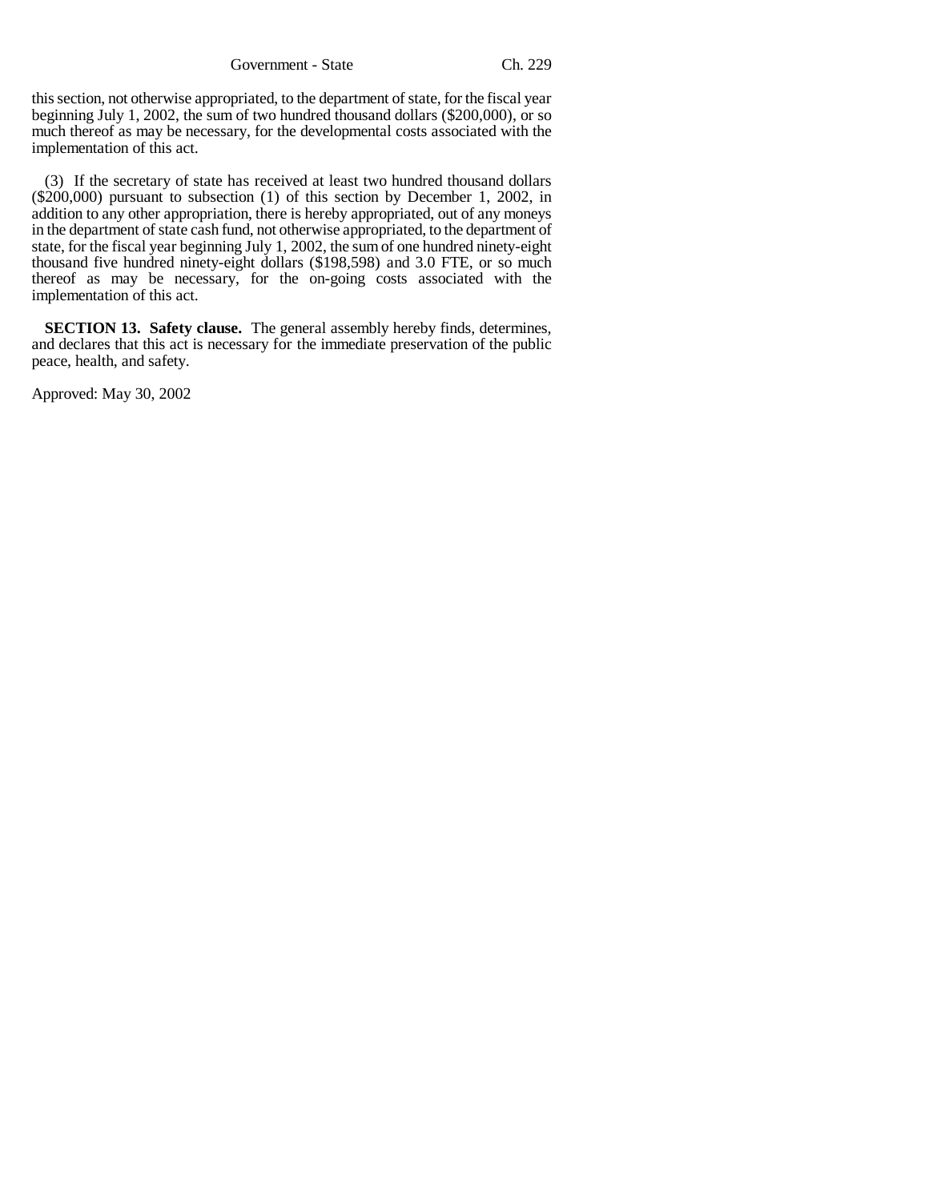this section, not otherwise appropriated, to the department of state, for the fiscal year beginning July 1, 2002, the sum of two hundred thousand dollars ($200,000), or so much thereof as may be necessary, for the developmental costs associated with the implementation of this act.

(3) If the secretary of state has received at least two hundred thousand dollars ($200,000) pursuant to subsection (1) of this section by December 1, 2002, in addition to any other appropriation, there is hereby appropriated, out of any moneys in the department of state cash fund, not otherwise appropriated, to the department of state, for the fiscal year beginning July 1, 2002, the sum of one hundred ninety-eight thousand five hundred ninety-eight dollars ($198,598) and 3.0 FTE, or so much thereof as may be necessary, for the on-going costs associated with the implementation of this act.

**SECTION 13. Safety clause.** The general assembly hereby finds, determines, and declares that this act is necessary for the immediate preservation of the public peace, health, and safety.

Approved: May 30, 2002